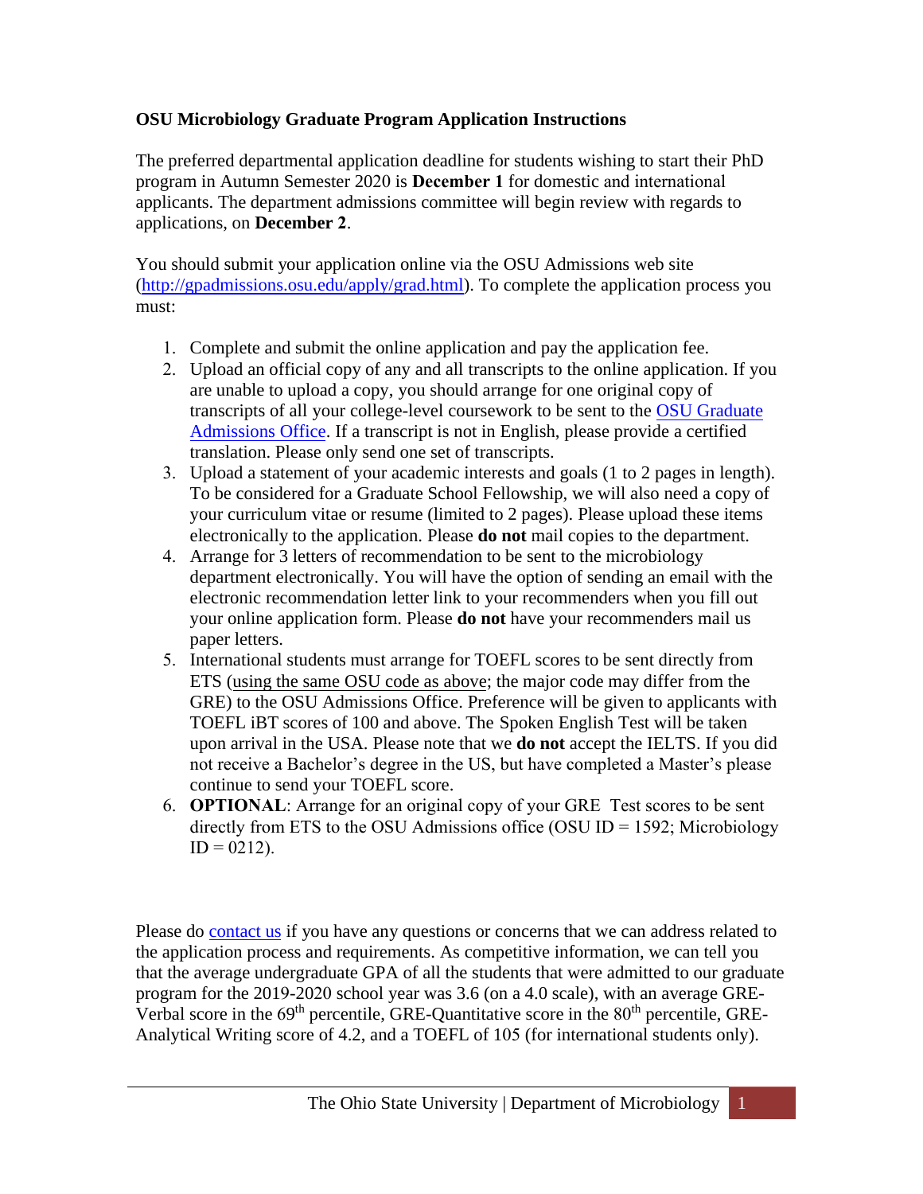**OSU Microbiology Graduate Program Application Instructions**

The preferred departmental application deadline for students wishing to start their PhD program in Autumn Semester 2020 is **December 1** for domestic and international applicants. The department admissions committee will begin review with regards to applications, on **December 2**.

You should submit your application online via the OSU Admissions web site ([http://gpadmissions.osu.edu/apply/grad.html](http://gpadmissions.osu.edu/apply/grad.html)). To complete the application process you must:

1. Complete and submit the online application and pay the application fee.
2. Upload an official copy of any and all transcripts to the online application. If you are unable to upload a copy, you should arrange for one original copy of transcripts of all your college-level coursework to be sent to the OSU Graduate Admissions Office. If a transcript is not in English, please provide a certified translation. Please only send one set of transcripts.
3. Upload a statement of your academic interests and goals (1 to 2 pages in length). To be considered for a Graduate School Fellowship, we will also need a copy of your curriculum vitae or resume (limited to 2 pages). Please upload these items electronically to the application. Please **do not** mail copies to the department.
4. Arrange for 3 letters of recommendation to be sent to the microbiology department electronically. You will have the option of sending an email with the electronic recommendation letter link to your recommenders when you fill out your online application form. Please **do not** have your recommenders mail us paper letters.
5. International students must arrange for TOEFL scores to be sent directly from ETS (using the same OSU code as above; the major code may differ from the GRE) to the OSU Admissions Office. Preference will be given to applicants with TOEFL iBT scores of 100 and above. The Spoken English Test will be taken upon arrival in the USA. Please note that we **do not** accept the IELTS. If you did not receive a Bachelor's degree in the US, but have completed a Master's please continue to send your TOEFL score.
6. **OPTIONAL**: Arrange for an original copy of your GRE Test scores to be sent directly from ETS to the OSU Admissions office (OSU ID = 1592; Microbiology ID = 0212).

Please do contact us if you have any questions or concerns that we can address related to the application process and requirements. As competitive information, we can tell you that the average undergraduate GPA of all the students that were admitted to our graduate program for the 2019-2020 school year was 3.6 (on a 4.0 scale), with an average GRE-Verbal score in the 69th percentile, GRE-Quantitative score in the 80th percentile, GRE-Analytical Writing score of 4.2, and a TOEFL of 105 (for international students only).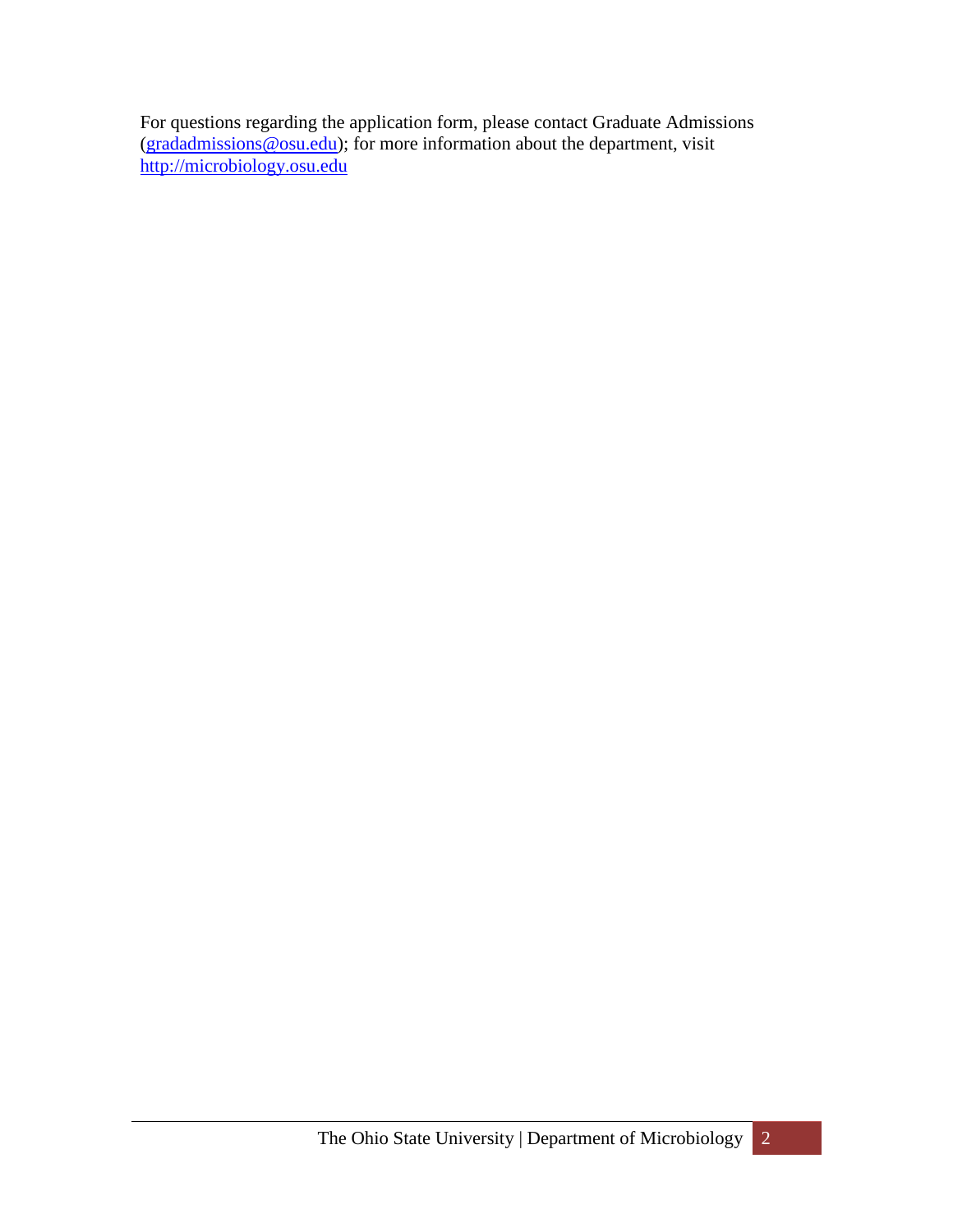For questions regarding the application form, please contact Graduate Admissions (gradadmissions@osu.edu); for more information about the department, visit http://microbiology.osu.edu